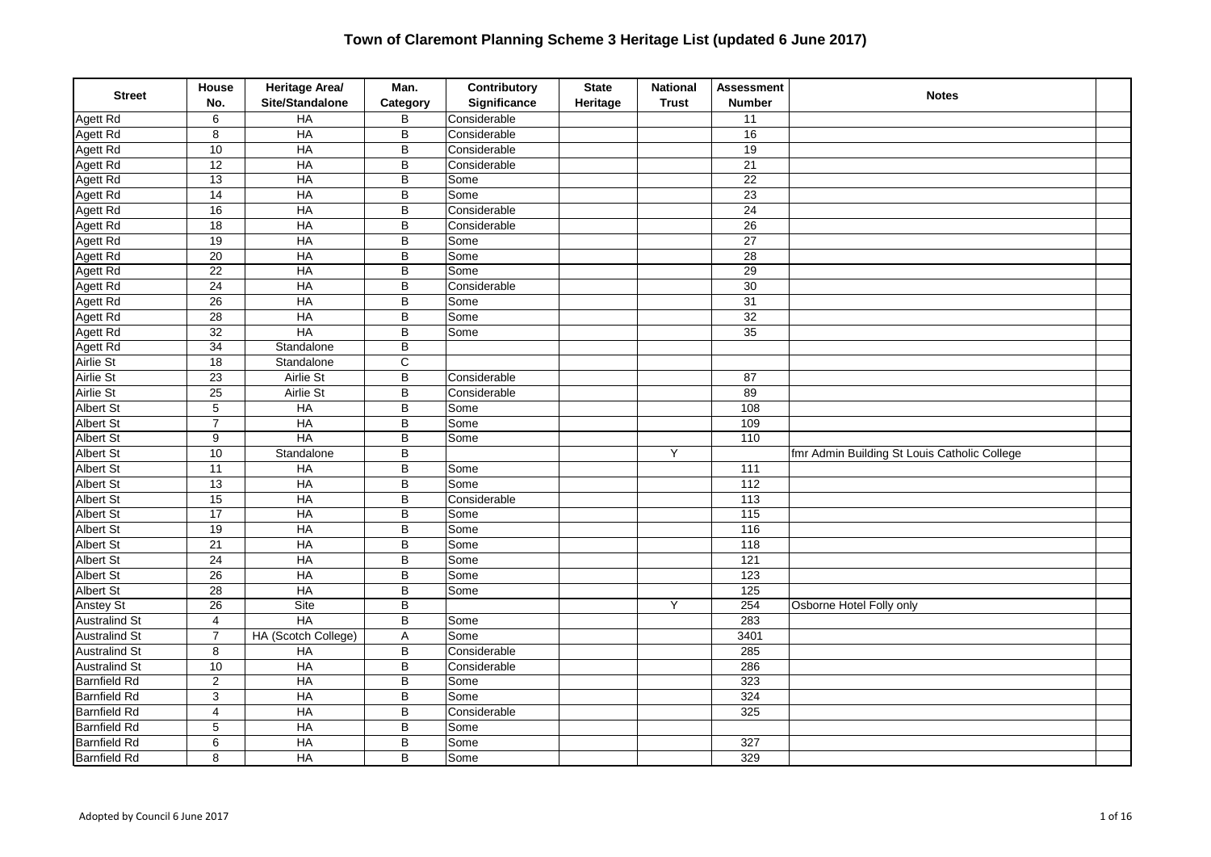# Town of Claremont Planning Scheme 3 Heritage List (updated 6 June 2017)

| Street | House No. | Heritage Area/ Site/Standalone | Man. Category | Contributory Significance | State Heritage | National Trust | Assessment Number | Notes | |
|---|---|---|---|---|---|---|---|---|---|
| Agett Rd | 6 | HA | B | Considerable | | | 11 | | |
| Agett Rd | 8 | HA | B | Considerable | | | 16 | | |
| Agett Rd | 10 | HA | B | Considerable | | | 19 | | |
| Agett Rd | 12 | HA | B | Considerable | | | 21 | | |
| Agett Rd | 13 | HA | B | Some | | | 22 | | |
| Agett Rd | 14 | HA | B | Some | | | 23 | | |
| Agett Rd | 16 | HA | B | Considerable | | | 24 | | |
| Agett Rd | 18 | HA | B | Considerable | | | 26 | | |
| Agett Rd | 19 | HA | B | Some | | | 27 | | |
| Agett Rd | 20 | HA | B | Some | | | 28 | | |
| Agett Rd | 22 | HA | B | Some | | | 29 | | |
| Agett Rd | 24 | HA | B | Considerable | | | 30 | | |
| Agett Rd | 26 | HA | B | Some | | | 31 | | |
| Agett Rd | 28 | HA | B | Some | | | 32 | | |
| Agett Rd | 32 | HA | B | Some | | | 35 | | |
| Agett Rd | 34 | Standalone | B | | | | | | |
| Airlie St | 18 | Standalone | C | | | | | | |
| Airlie St | 23 | Airlie St | B | Considerable | | | 87 | | |
| Airlie St | 25 | Airlie St | B | Considerable | | | 89 | | |
| Albert St | 5 | HA | B | Some | | | 108 | | |
| Albert St | 7 | HA | B | Some | | | 109 | | |
| Albert St | 9 | HA | B | Some | | | 110 | | |
| Albert St | 10 | Standalone | B | | | Y | | fmr Admin Building St Louis Catholic College | |
| Albert St | 11 | HA | B | Some | | | 111 | | |
| Albert St | 13 | HA | B | Some | | | 112 | | |
| Albert St | 15 | HA | B | Considerable | | | 113 | | |
| Albert St | 17 | HA | B | Some | | | 115 | | |
| Albert St | 19 | HA | B | Some | | | 116 | | |
| Albert St | 21 | HA | B | Some | | | 118 | | |
| Albert St | 24 | HA | B | Some | | | 121 | | |
| Albert St | 26 | HA | B | Some | | | 123 | | |
| Albert St | 28 | HA | B | Some | | | 125 | | |
| Anstey St | 26 | Site | B | | | Y | 254 | Osborne Hotel Folly only | |
| Australind St | 4 | HA | B | Some | | | 283 | | |
| Australind St | 7 | HA (Scotch College) | A | Some | | | 3401 | | |
| Australind St | 8 | HA | B | Considerable | | | 285 | | |
| Australind St | 10 | HA | B | Considerable | | | 286 | | |
| Barnfield Rd | 2 | HA | B | Some | | | 323 | | |
| Barnfield Rd | 3 | HA | B | Some | | | 324 | | |
| Barnfield Rd | 4 | HA | B | Considerable | | | 325 | | |
| Barnfield Rd | 5 | HA | B | Some | | | | | |
| Barnfield Rd | 6 | HA | B | Some | | | 327 | | |
| Barnfield Rd | 8 | HA | B | Some | | | 329 | | |

Adopted by Council 6 June 2017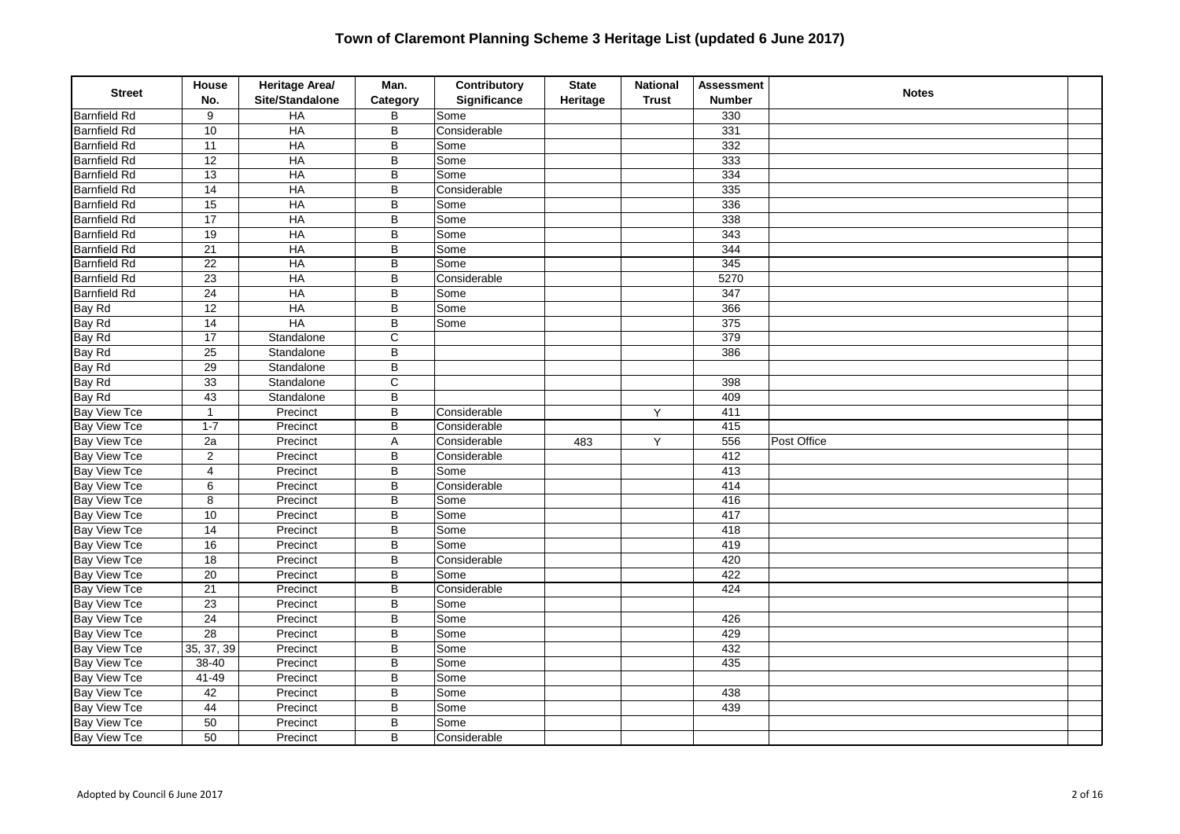# Town of Claremont Planning Scheme 3 Heritage List (updated 6 June 2017)

| Street | House No. | Heritage Area/ Site/Standalone | Man. Category | Contributory Significance | State Heritage | National Trust | Assessment Number | Notes |
|---|---|---|---|---|---|---|---|---|
| Barnfield Rd | 9 | HA | B | Some | | | 330 | |
| Barnfield Rd | 10 | HA | B | Considerable | | | 331 | |
| Barnfield Rd | 11 | HA | B | Some | | | 332 | |
| Barnfield Rd | 12 | HA | B | Some | | | 333 | |
| Barnfield Rd | 13 | HA | B | Some | | | 334 | |
| Barnfield Rd | 14 | HA | B | Considerable | | | 335 | |
| Barnfield Rd | 15 | HA | B | Some | | | 336 | |
| Barnfield Rd | 17 | HA | B | Some | | | 338 | |
| Barnfield Rd | 19 | HA | B | Some | | | 343 | |
| Barnfield Rd | 21 | HA | B | Some | | | 344 | |
| Barnfield Rd | 22 | HA | B | Some | | | 345 | |
| Barnfield Rd | 23 | HA | B | Considerable | | | 5270 | |
| Barnfield Rd | 24 | HA | B | Some | | | 347 | |
| Bay Rd | 12 | HA | B | Some | | | 366 | |
| Bay Rd | 14 | HA | B | Some | | | 375 | |
| Bay Rd | 17 | Standalone | C | | | | 379 | |
| Bay Rd | 25 | Standalone | B | | | | 386 | |
| Bay Rd | 29 | Standalone | B | | | | | |
| Bay Rd | 33 | Standalone | C | | | | 398 | |
| Bay Rd | 43 | Standalone | B | | | | 409 | |
| Bay View Tce | 1 | Precinct | B | Considerable | | Y | 411 | |
| Bay View Tce | 1-7 | Precinct | B | Considerable | | | 415 | |
| Bay View Tce | 2a | Precinct | A | Considerable | 483 | Y | 556 | Post Office |
| Bay View Tce | 2 | Precinct | B | Considerable | | | 412 | |
| Bay View Tce | 4 | Precinct | B | Some | | | 413 | |
| Bay View Tce | 6 | Precinct | B | Considerable | | | 414 | |
| Bay View Tce | 8 | Precinct | B | Some | | | 416 | |
| Bay View Tce | 10 | Precinct | B | Some | | | 417 | |
| Bay View Tce | 14 | Precinct | B | Some | | | 418 | |
| Bay View Tce | 16 | Precinct | B | Some | | | 419 | |
| Bay View Tce | 18 | Precinct | B | Considerable | | | 420 | |
| Bay View Tce | 20 | Precinct | B | Some | | | 422 | |
| Bay View Tce | 21 | Precinct | B | Considerable | | | 424 | |
| Bay View Tce | 23 | Precinct | B | Some | | | | |
| Bay View Tce | 24 | Precinct | B | Some | | | 426 | |
| Bay View Tce | 28 | Precinct | B | Some | | | 429 | |
| Bay View Tce | 35, 37, 39 | Precinct | B | Some | | | 432 | |
| Bay View Tce | 38-40 | Precinct | B | Some | | | 435 | |
| Bay View Tce | 41-49 | Precinct | B | Some | | | | |
| Bay View Tce | 42 | Precinct | B | Some | | | 438 | |
| Bay View Tce | 44 | Precinct | B | Some | | | 439 | |
| Bay View Tce | 50 | Precinct | B | Some | | | | |
| Bay View Tce | 50 | Precinct | B | Considerable | | | | |

Adopted by Council 6 June 2017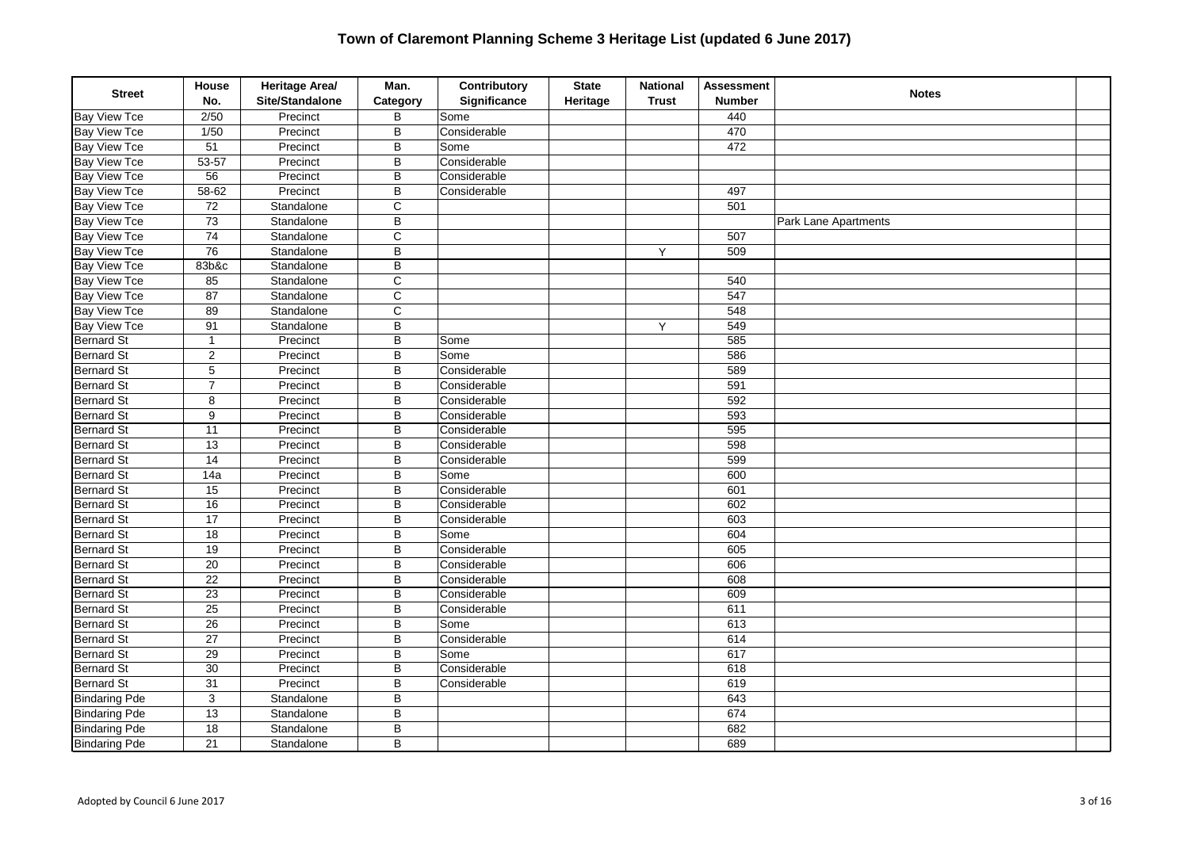# Town of Claremont Planning Scheme 3 Heritage List (updated 6 June 2017)

| Street | House No. | Heritage Area/ Site/Standalone | Man. Category | Contributory Significance | State Heritage | National Trust | Assessment Number | Notes |
|---|---|---|---|---|---|---|---|---|
| Bay View Tce | 2/50 | Precinct | B | Some | | | 440 | |
| Bay View Tce | 1/50 | Precinct | B | Considerable | | | 470 | |
| Bay View Tce | 51 | Precinct | B | Some | | | 472 | |
| Bay View Tce | 53-57 | Precinct | B | Considerable | | | | |
| Bay View Tce | 56 | Precinct | B | Considerable | | | | |
| Bay View Tce | 58-62 | Precinct | B | Considerable | | | 497 | |
| Bay View Tce | 72 | Standalone | C | | | | 501 | |
| Bay View Tce | 73 | Standalone | B | | | | | Park Lane Apartments |
| Bay View Tce | 74 | Standalone | C | | | | 507 | |
| Bay View Tce | 76 | Standalone | B | | | Y | 509 | |
| Bay View Tce | 83b&c | Standalone | B | | | | | |
| Bay View Tce | 85 | Standalone | C | | | | 540 | |
| Bay View Tce | 87 | Standalone | C | | | | 547 | |
| Bay View Tce | 89 | Standalone | C | | | | 548 | |
| Bay View Tce | 91 | Standalone | B | | | Y | 549 | |
| Bernard St | 1 | Precinct | B | Some | | | 585 | |
| Bernard St | 2 | Precinct | B | Some | | | 586 | |
| Bernard St | 5 | Precinct | B | Considerable | | | 589 | |
| Bernard St | 7 | Precinct | B | Considerable | | | 591 | |
| Bernard St | 8 | Precinct | B | Considerable | | | 592 | |
| Bernard St | 9 | Precinct | B | Considerable | | | 593 | |
| Bernard St | 11 | Precinct | B | Considerable | | | 595 | |
| Bernard St | 13 | Precinct | B | Considerable | | | 598 | |
| Bernard St | 14 | Precinct | B | Considerable | | | 599 | |
| Bernard St | 14a | Precinct | B | Some | | | 600 | |
| Bernard St | 15 | Precinct | B | Considerable | | | 601 | |
| Bernard St | 16 | Precinct | B | Considerable | | | 602 | |
| Bernard St | 17 | Precinct | B | Considerable | | | 603 | |
| Bernard St | 18 | Precinct | B | Some | | | 604 | |
| Bernard St | 19 | Precinct | B | Considerable | | | 605 | |
| Bernard St | 20 | Precinct | B | Considerable | | | 606 | |
| Bernard St | 22 | Precinct | B | Considerable | | | 608 | |
| Bernard St | 23 | Precinct | B | Considerable | | | 609 | |
| Bernard St | 25 | Precinct | B | Considerable | | | 611 | |
| Bernard St | 26 | Precinct | B | Some | | | 613 | |
| Bernard St | 27 | Precinct | B | Considerable | | | 614 | |
| Bernard St | 29 | Precinct | B | Some | | | 617 | |
| Bernard St | 30 | Precinct | B | Considerable | | | 618 | |
| Bernard St | 31 | Precinct | B | Considerable | | | 619 | |
| Bindaring Pde | 3 | Standalone | B | | | | 643 | |
| Bindaring Pde | 13 | Standalone | B | | | | 674 | |
| Bindaring Pde | 18 | Standalone | B | | | | 682 | |
| Bindaring Pde | 21 | Standalone | B | | | | 689 | |

Adopted by Council 6 June 2017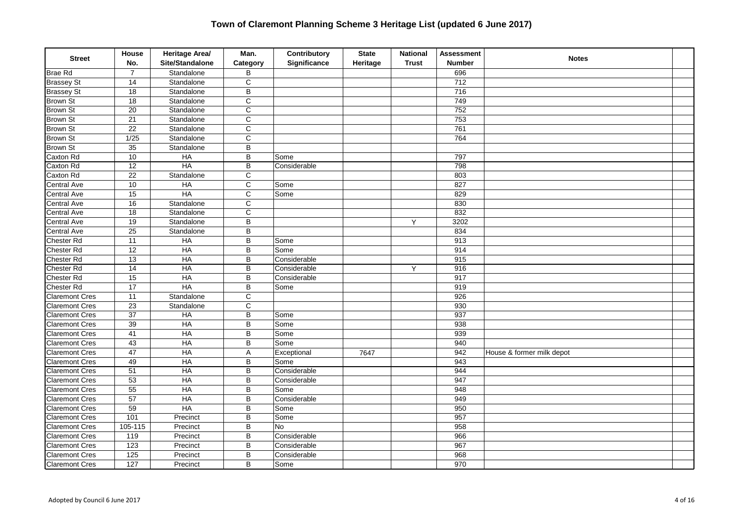# Town of Claremont Planning Scheme 3 Heritage List (updated 6 June 2017)

| Street | House No. | Heritage Area/ Site/Standalone | Man. Category | Contributory Significance | State Heritage | National Trust | Assessment Number | Notes | |
|---|---|---|---|---|---|---|---|---|---|
| Brae Rd | 7 | Standalone | B | | | | 696 | | |
| Brassey St | 14 | Standalone | C | | | | 712 | | |
| Brassey St | 18 | Standalone | B | | | | 716 | | |
| Brown St | 18 | Standalone | C | | | | 749 | | |
| Brown St | 20 | Standalone | C | | | | 752 | | |
| Brown St | 21 | Standalone | C | | | | 753 | | |
| Brown St | 22 | Standalone | C | | | | 761 | | |
| Brown St | 1/25 | Standalone | C | | | | 764 | | |
| Brown St | 35 | Standalone | B | | | | | | |
| Caxton Rd | 10 | HA | B | Some | | | 797 | | |
| Caxton Rd | 12 | HA | B | Considerable | | | 798 | | |
| Caxton Rd | 22 | Standalone | C | | | | 803 | | |
| Central Ave | 10 | HA | C | Some | | | 827 | | |
| Central Ave | 15 | HA | C | Some | | | 829 | | |
| Central Ave | 16 | Standalone | C | | | | 830 | | |
| Central Ave | 18 | Standalone | C | | | | 832 | | |
| Central Ave | 19 | Standalone | B | | | Y | 3202 | | |
| Central Ave | 25 | Standalone | B | | | | 834 | | |
| Chester Rd | 11 | HA | B | Some | | | 913 | | |
| Chester Rd | 12 | HA | B | Some | | | 914 | | |
| Chester Rd | 13 | HA | B | Considerable | | | 915 | | |
| Chester Rd | 14 | HA | B | Considerable | | Y | 916 | | |
| Chester Rd | 15 | HA | B | Considerable | | | 917 | | |
| Chester Rd | 17 | HA | B | Some | | | 919 | | |
| Claremont Cres | 11 | Standalone | C | | | | 926 | | |
| Claremont Cres | 23 | Standalone | C | | | | 930 | | |
| Claremont Cres | 37 | HA | B | Some | | | 937 | | |
| Claremont Cres | 39 | HA | B | Some | | | 938 | | |
| Claremont Cres | 41 | HA | B | Some | | | 939 | | |
| Claremont Cres | 43 | HA | B | Some | | | 940 | | |
| Claremont Cres | 47 | HA | A | Exceptional | 7647 | | 942 | House & former milk depot | |
| Claremont Cres | 49 | HA | B | Some | | | 943 | | |
| Claremont Cres | 51 | HA | B | Considerable | | | 944 | | |
| Claremont Cres | 53 | HA | B | Considerable | | | 947 | | |
| Claremont Cres | 55 | HA | B | Some | | | 948 | | |
| Claremont Cres | 57 | HA | B | Considerable | | | 949 | | |
| Claremont Cres | 59 | HA | B | Some | | | 950 | | |
| Claremont Cres | 101 | Precinct | B | Some | | | 957 | | |
| Claremont Cres | 105-115 | Precinct | B | No | | | 958 | | |
| Claremont Cres | 119 | Precinct | B | Considerable | | | 966 | | |
| Claremont Cres | 123 | Precinct | B | Considerable | | | 967 | | |
| Claremont Cres | 125 | Precinct | B | Considerable | | | 968 | | |
| Claremont Cres | 127 | Precinct | B | Some | | | 970 | | |

Adopted by Council 6 June 2017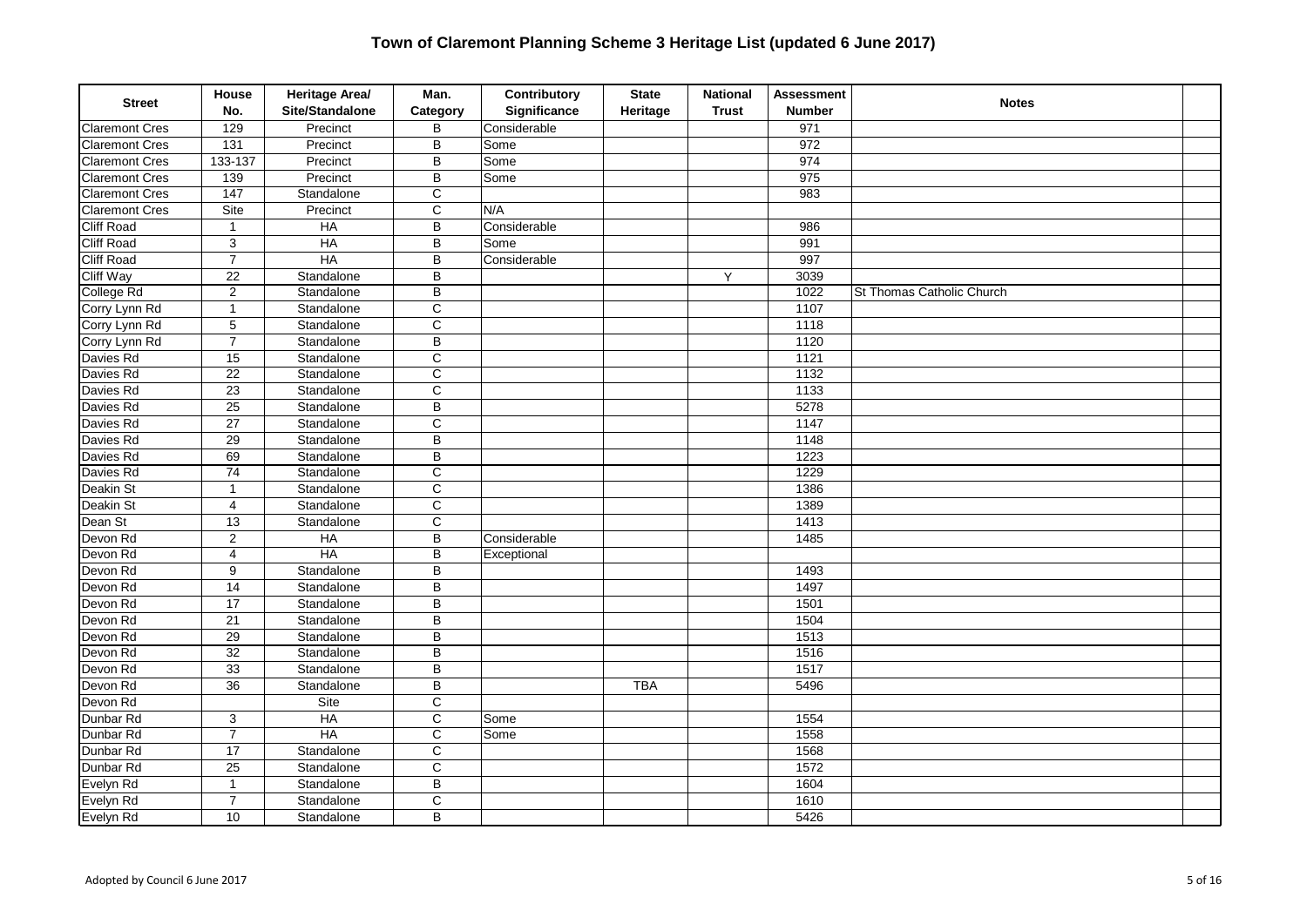# Town of Claremont Planning Scheme 3 Heritage List (updated 6 June 2017)

| Street | House No. | Heritage Area/ Site/Standalone | Man. Category | Contributory Significance | State Heritage | National Trust | Assessment Number | Notes |
|---|---|---|---|---|---|---|---|---|
| Claremont Cres | 129 | Precinct | B | Considerable | | | 971 | |
| Claremont Cres | 131 | Precinct | B | Some | | | 972 | |
| Claremont Cres | 133-137 | Precinct | B | Some | | | 974 | |
| Claremont Cres | 139 | Precinct | B | Some | | | 975 | |
| Claremont Cres | 147 | Standalone | C | | | | 983 | |
| Claremont Cres | Site | Precinct | C | N/A | | | | |
| Cliff Road | 1 | HA | B | Considerable | | | 986 | |
| Cliff Road | 3 | HA | B | Some | | | 991 | |
| Cliff Road | 7 | HA | B | Considerable | | | 997 | |
| Cliff Way | 22 | Standalone | B | | | Y | 3039 | |
| College Rd | 2 | Standalone | B | | | | 1022 | St Thomas Catholic Church |
| Corry Lynn Rd | 1 | Standalone | C | | | | 1107 | |
| Corry Lynn Rd | 5 | Standalone | C | | | | 1118 | |
| Corry Lynn Rd | 7 | Standalone | B | | | | 1120 | |
| Davies Rd | 15 | Standalone | C | | | | 1121 | |
| Davies Rd | 22 | Standalone | C | | | | 1132 | |
| Davies Rd | 23 | Standalone | C | | | | 1133 | |
| Davies Rd | 25 | Standalone | B | | | | 5278 | |
| Davies Rd | 27 | Standalone | C | | | | 1147 | |
| Davies Rd | 29 | Standalone | B | | | | 1148 | |
| Davies Rd | 69 | Standalone | B | | | | 1223 | |
| Davies Rd | 74 | Standalone | C | | | | 1229 | |
| Deakin St | 1 | Standalone | C | | | | 1386 | |
| Deakin St | 4 | Standalone | C | | | | 1389 | |
| Dean St | 13 | Standalone | C | | | | 1413 | |
| Devon Rd | 2 | HA | B | Considerable | | | 1485 | |
| Devon Rd | 4 | HA | B | Exceptional | | | | |
| Devon Rd | 9 | Standalone | B | | | | 1493 | |
| Devon Rd | 14 | Standalone | B | | | | 1497 | |
| Devon Rd | 17 | Standalone | B | | | | 1501 | |
| Devon Rd | 21 | Standalone | B | | | | 1504 | |
| Devon Rd | 29 | Standalone | B | | | | 1513 | |
| Devon Rd | 32 | Standalone | B | | | | 1516 | |
| Devon Rd | 33 | Standalone | B | | | | 1517 | |
| Devon Rd | 36 | Standalone | B | | TBA | | 5496 | |
| Devon Rd | | Site | C | | | | | |
| Dunbar Rd | 3 | HA | C | Some | | | 1554 | |
| Dunbar Rd | 7 | HA | C | Some | | | 1558 | |
| Dunbar Rd | 17 | Standalone | C | | | | 1568 | |
| Dunbar Rd | 25 | Standalone | C | | | | 1572 | |
| Evelyn Rd | 1 | Standalone | B | | | | 1604 | |
| Evelyn Rd | 7 | Standalone | C | | | | 1610 | |
| Evelyn Rd | 10 | Standalone | B | | | | 5426 | |

Adopted by Council 6 June 2017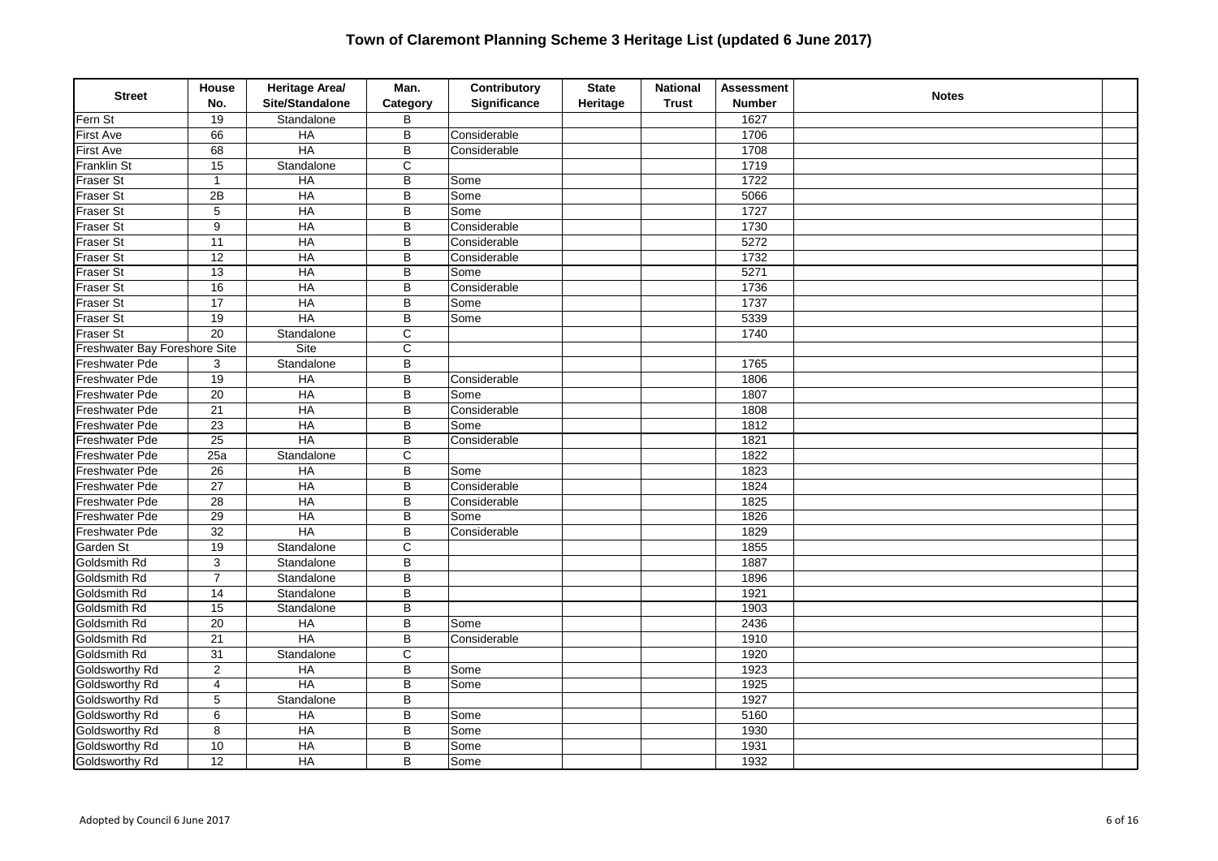# Town of Claremont Planning Scheme 3 Heritage List (updated 6 June 2017)

| Street | House No. | Heritage Area/ Site/Standalone | Man. Category | Contributory Significance | State Heritage | National Trust | Assessment Number | Notes |
|---|---|---|---|---|---|---|---|---|
| Fern St | 19 | Standalone | B | | | | 1627 | |
| First Ave | 66 | HA | B | Considerable | | | 1706 | |
| First Ave | 68 | HA | B | Considerable | | | 1708 | |
| Franklin St | 15 | Standalone | C | | | | 1719 | |
| Fraser St | 1 | HA | B | Some | | | 1722 | |
| Fraser St | 2B | HA | B | Some | | | 5066 | |
| Fraser St | 5 | HA | B | Some | | | 1727 | |
| Fraser St | 9 | HA | B | Considerable | | | 1730 | |
| Fraser St | 11 | HA | B | Considerable | | | 5272 | |
| Fraser St | 12 | HA | B | Considerable | | | 1732 | |
| Fraser St | 13 | HA | B | Some | | | 5271 | |
| Fraser St | 16 | HA | B | Considerable | | | 1736 | |
| Fraser St | 17 | HA | B | Some | | | 1737 | |
| Fraser St | 19 | HA | B | Some | | | 5339 | |
| Fraser St | 20 | Standalone | C | | | | 1740 | |
| Freshwater Bay Foreshore Site | | Site | C | | | | | |
| Freshwater Pde | 3 | Standalone | B | | | | 1765 | |
| Freshwater Pde | 19 | HA | B | Considerable | | | 1806 | |
| Freshwater Pde | 20 | HA | B | Some | | | 1807 | |
| Freshwater Pde | 21 | HA | B | Considerable | | | 1808 | |
| Freshwater Pde | 23 | HA | B | Some | | | 1812 | |
| Freshwater Pde | 25 | HA | B | Considerable | | | 1821 | |
| Freshwater Pde | 25a | Standalone | C | | | | 1822 | |
| Freshwater Pde | 26 | HA | B | Some | | | 1823 | |
| Freshwater Pde | 27 | HA | B | Considerable | | | 1824 | |
| Freshwater Pde | 28 | HA | B | Considerable | | | 1825 | |
| Freshwater Pde | 29 | HA | B | Some | | | 1826 | |
| Freshwater Pde | 32 | HA | B | Considerable | | | 1829 | |
| Garden St | 19 | Standalone | C | | | | 1855 | |
| Goldsmith Rd | 3 | Standalone | B | | | | 1887 | |
| Goldsmith Rd | 7 | Standalone | B | | | | 1896 | |
| Goldsmith Rd | 14 | Standalone | B | | | | 1921 | |
| Goldsmith Rd | 15 | Standalone | B | | | | 1903 | |
| Goldsmith Rd | 20 | HA | B | Some | | | 2436 | |
| Goldsmith Rd | 21 | HA | B | Considerable | | | 1910 | |
| Goldsmith Rd | 31 | Standalone | C | | | | 1920 | |
| Goldsworthy Rd | 2 | HA | B | Some | | | 1923 | |
| Goldsworthy Rd | 4 | HA | B | Some | | | 1925 | |
| Goldsworthy Rd | 5 | Standalone | B | | | | 1927 | |
| Goldsworthy Rd | 6 | HA | B | Some | | | 5160 | |
| Goldsworthy Rd | 8 | HA | B | Some | | | 1930 | |
| Goldsworthy Rd | 10 | HA | B | Some | | | 1931 | |
| Goldsworthy Rd | 12 | HA | B | Some | | | 1932 | |

Adopted by Council 6 June 2017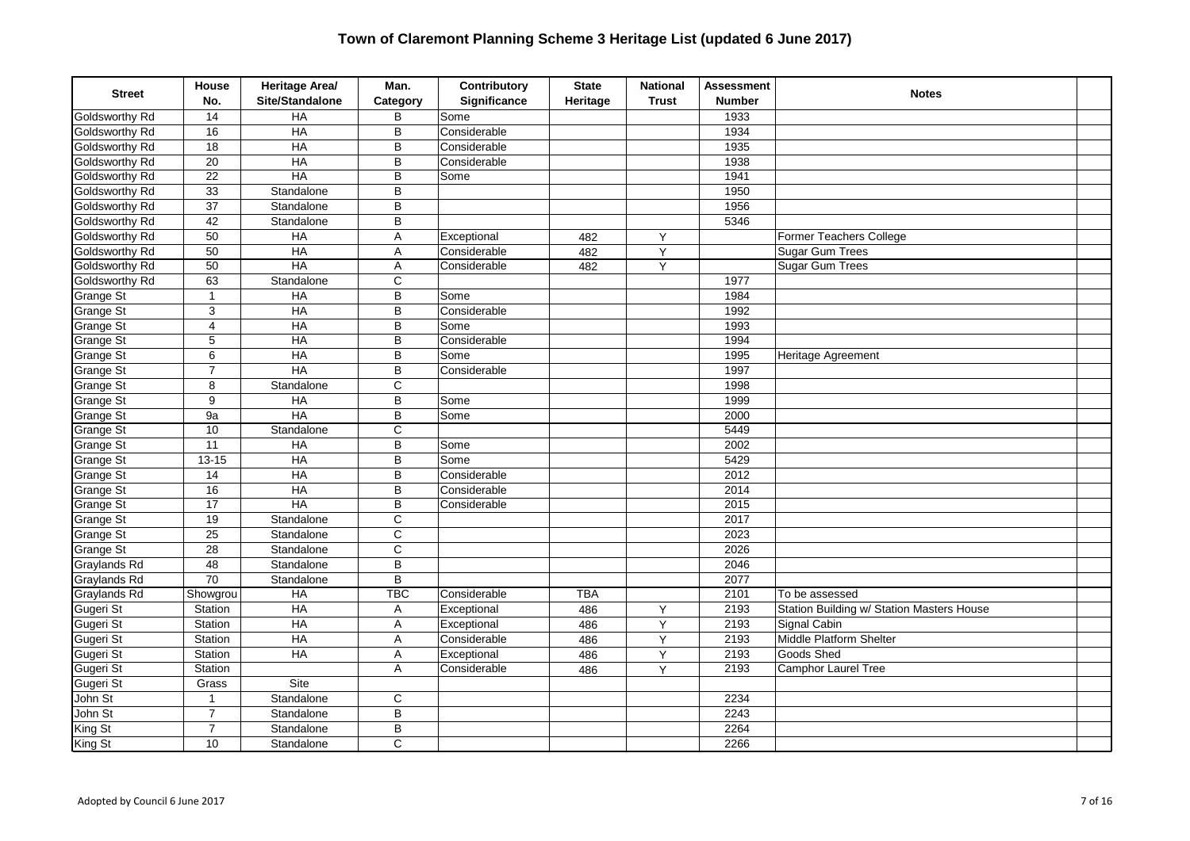# Town of Claremont Planning Scheme 3 Heritage List (updated 6 June 2017)

| Street | House No. | Heritage Area/ Site/Standalone | Man. Category | Contributory Significance | State Heritage | National Trust | Assessment Number | Notes | |
|---|---|---|---|---|---|---|---|---|---|
| Goldsworthy Rd | 14 | HA | B | Some | | | 1933 | | |
| Goldsworthy Rd | 16 | HA | B | Considerable | | | 1934 | | |
| Goldsworthy Rd | 18 | HA | B | Considerable | | | 1935 | | |
| Goldsworthy Rd | 20 | HA | B | Considerable | | | 1938 | | |
| Goldsworthy Rd | 22 | HA | B | Some | | | 1941 | | |
| Goldsworthy Rd | 33 | Standalone | B | | | | 1950 | | |
| Goldsworthy Rd | 37 | Standalone | B | | | | 1956 | | |
| Goldsworthy Rd | 42 | Standalone | B | | | | 5346 | | |
| Goldsworthy Rd | 50 | HA | A | Exceptional | 482 | Y | | Former Teachers College | |
| Goldsworthy Rd | 50 | HA | A | Considerable | 482 | Y | | Sugar Gum Trees | |
| Goldsworthy Rd | 50 | HA | A | Considerable | 482 | Y | | Sugar Gum Trees | |
| Goldsworthy Rd | 63 | Standalone | C | | | | 1977 | | |
| Grange St | 1 | HA | B | Some | | | 1984 | | |
| Grange St | 3 | HA | B | Considerable | | | 1992 | | |
| Grange St | 4 | HA | B | Some | | | 1993 | | |
| Grange St | 5 | HA | B | Considerable | | | 1994 | | |
| Grange St | 6 | HA | B | Some | | | 1995 | Heritage Agreement | |
| Grange St | 7 | HA | B | Considerable | | | 1997 | | |
| Grange St | 8 | Standalone | C | | | | 1998 | | |
| Grange St | 9 | HA | B | Some | | | 1999 | | |
| Grange St | 9a | HA | B | Some | | | 2000 | | |
| Grange St | 10 | Standalone | C | | | | 5449 | | |
| Grange St | 11 | HA | B | Some | | | 2002 | | |
| Grange St | 13-15 | HA | B | Some | | | 5429 | | |
| Grange St | 14 | HA | B | Considerable | | | 2012 | | |
| Grange St | 16 | HA | B | Considerable | | | 2014 | | |
| Grange St | 17 | HA | B | Considerable | | | 2015 | | |
| Grange St | 19 | Standalone | C | | | | 2017 | | |
| Grange St | 25 | Standalone | C | | | | 2023 | | |
| Grange St | 28 | Standalone | C | | | | 2026 | | |
| Graylands Rd | 48 | Standalone | B | | | | 2046 | | |
| Graylands Rd | 70 | Standalone | B | | | | 2077 | | |
| Graylands Rd | Showgrou | HA | TBC | Considerable | TBA | | 2101 | To be assessed | |
| Gugeri St | Station | HA | A | Exceptional | 486 | Y | 2193 | Station Building w/ Station Masters House | |
| Gugeri St | Station | HA | A | Exceptional | 486 | Y | 2193 | Signal Cabin | |
| Gugeri St | Station | HA | A | Considerable | 486 | Y | 2193 | Middle Platform Shelter | |
| Gugeri St | Station | HA | A | Exceptional | 486 | Y | 2193 | Goods Shed | |
| Gugeri St | Station | | A | Considerable | 486 | Y | 2193 | Camphor Laurel Tree | |
| Gugeri St | Grass | Site | | | | | | | |
| John St | 1 | Standalone | C | | | | 2234 | | |
| John St | 7 | Standalone | B | | | | 2243 | | |
| King St | 7 | Standalone | B | | | | 2264 | | |
| King St | 10 | Standalone | C | | | | 2266 | | |

Adopted by Council 6 June 2017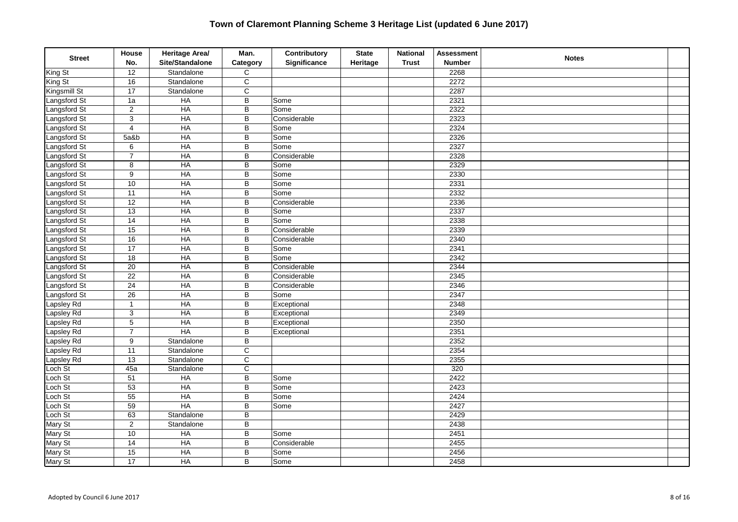# Town of Claremont Planning Scheme 3 Heritage List (updated 6 June 2017)

| Street | House No. | Heritage Area/ Site/Standalone | Man. Category | Contributory Significance | State Heritage | National Trust | Assessment Number | Notes |
|---|---|---|---|---|---|---|---|---|
| King St | 12 | Standalone | C | | | | 2268 | |
| King St | 16 | Standalone | C | | | | 2272 | |
| Kingsmill St | 17 | Standalone | C | | | | 2287 | |
| Langsford St | 1a | HA | B | Some | | | 2321 | |
| Langsford St | 2 | HA | B | Some | | | 2322 | |
| Langsford St | 3 | HA | B | Considerable | | | 2323 | |
| Langsford St | 4 | HA | B | Some | | | 2324 | |
| Langsford St | 5a&b | HA | B | Some | | | 2326 | |
| Langsford St | 6 | HA | B | Some | | | 2327 | |
| Langsford St | 7 | HA | B | Considerable | | | 2328 | |
| Langsford St | 8 | HA | B | Some | | | 2329 | |
| Langsford St | 9 | HA | B | Some | | | 2330 | |
| Langsford St | 10 | HA | B | Some | | | 2331 | |
| Langsford St | 11 | HA | B | Some | | | 2332 | |
| Langsford St | 12 | HA | B | Considerable | | | 2336 | |
| Langsford St | 13 | HA | B | Some | | | 2337 | |
| Langsford St | 14 | HA | B | Some | | | 2338 | |
| Langsford St | 15 | HA | B | Considerable | | | 2339 | |
| Langsford St | 16 | HA | B | Considerable | | | 2340 | |
| Langsford St | 17 | HA | B | Some | | | 2341 | |
| Langsford St | 18 | HA | B | Some | | | 2342 | |
| Langsford St | 20 | HA | B | Considerable | | | 2344 | |
| Langsford St | 22 | HA | B | Considerable | | | 2345 | |
| Langsford St | 24 | HA | B | Considerable | | | 2346 | |
| Langsford St | 26 | HA | B | Some | | | 2347 | |
| Lapsley Rd | 1 | HA | B | Exceptional | | | 2348 | |
| Lapsley Rd | 3 | HA | B | Exceptional | | | 2349 | |
| Lapsley Rd | 5 | HA | B | Exceptional | | | 2350 | |
| Lapsley Rd | 7 | HA | B | Exceptional | | | 2351 | |
| Lapsley Rd | 9 | Standalone | B | | | | 2352 | |
| Lapsley Rd | 11 | Standalone | C | | | | 2354 | |
| Lapsley Rd | 13 | Standalone | C | | | | 2355 | |
| Loch St | 45a | Standalone | C | | | | 320 | |
| Loch St | 51 | HA | B | Some | | | 2422 | |
| Loch St | 53 | HA | B | Some | | | 2423 | |
| Loch St | 55 | HA | B | Some | | | 2424 | |
| Loch St | 59 | HA | B | Some | | | 2427 | |
| Loch St | 63 | Standalone | B | | | | 2429 | |
| Mary St | 2 | Standalone | B | | | | 2438 | |
| Mary St | 10 | HA | B | Some | | | 2451 | |
| Mary St | 14 | HA | B | Considerable | | | 2455 | |
| Mary St | 15 | HA | B | Some | | | 2456 | |
| Mary St | 17 | HA | B | Some | | | 2458 | |

Adopted by Council 6 June 2017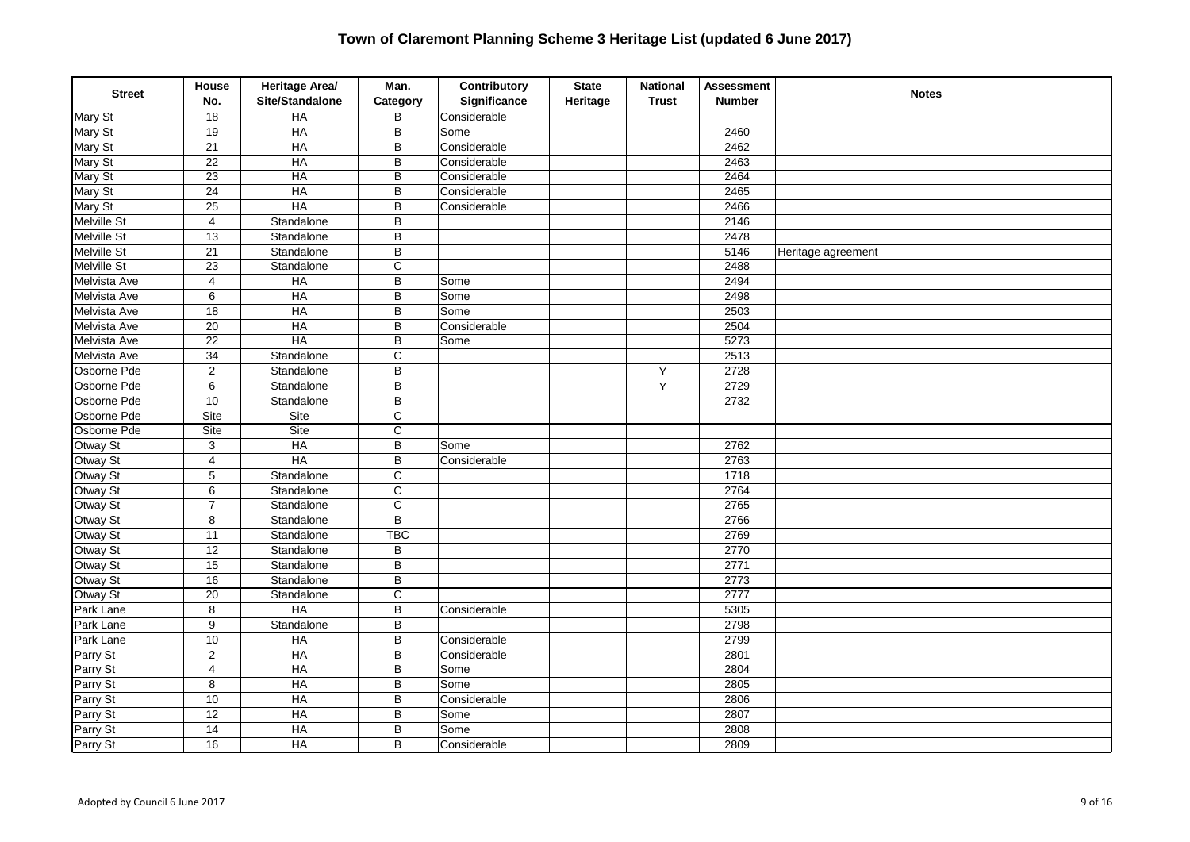# Town of Claremont Planning Scheme 3 Heritage List (updated 6 June 2017)

| Street | House No. | Heritage Area/ Site/Standalone | Man. Category | Contributory Significance | State Heritage | National Trust | Assessment Number | Notes |
|---|---|---|---|---|---|---|---|---|
| Mary St | 18 | HA | B | Considerable | | | | |
| Mary St | 19 | HA | B | Some | | | 2460 | |
| Mary St | 21 | HA | B | Considerable | | | 2462 | |
| Mary St | 22 | HA | B | Considerable | | | 2463 | |
| Mary St | 23 | HA | B | Considerable | | | 2464 | |
| Mary St | 24 | HA | B | Considerable | | | 2465 | |
| Mary St | 25 | HA | B | Considerable | | | 2466 | |
| Melville St | 4 | Standalone | B | | | | 2146 | |
| Melville St | 13 | Standalone | B | | | | 2478 | |
| Melville St | 21 | Standalone | B | | | | 5146 | Heritage agreement |
| Melville St | 23 | Standalone | C | | | | 2488 | |
| Melvista Ave | 4 | HA | B | Some | | | 2494 | |
| Melvista Ave | 6 | HA | B | Some | | | 2498 | |
| Melvista Ave | 18 | HA | B | Some | | | 2503 | |
| Melvista Ave | 20 | HA | B | Considerable | | | 2504 | |
| Melvista Ave | 22 | HA | B | Some | | | 5273 | |
| Melvista Ave | 34 | Standalone | C | | | | 2513 | |
| Osborne Pde | 2 | Standalone | B | | | Y | 2728 | |
| Osborne Pde | 6 | Standalone | B | | | Y | 2729 | |
| Osborne Pde | 10 | Standalone | B | | | | 2732 | |
| Osborne Pde | Site | Site | C | | | | | |
| Osborne Pde | Site | Site | C | | | | | |
| Otway St | 3 | HA | B | Some | | | 2762 | |
| Otway St | 4 | HA | B | Considerable | | | 2763 | |
| Otway St | 5 | Standalone | C | | | | 1718 | |
| Otway St | 6 | Standalone | C | | | | 2764 | |
| Otway St | 7 | Standalone | C | | | | 2765 | |
| Otway St | 8 | Standalone | B | | | | 2766 | |
| Otway St | 11 | Standalone | TBC | | | | 2769 | |
| Otway St | 12 | Standalone | B | | | | 2770 | |
| Otway St | 15 | Standalone | B | | | | 2771 | |
| Otway St | 16 | Standalone | B | | | | 2773 | |
| Otway St | 20 | Standalone | C | | | | 2777 | |
| Park Lane | 8 | HA | B | Considerable | | | 5305 | |
| Park Lane | 9 | Standalone | B | | | | 2798 | |
| Park Lane | 10 | HA | B | Considerable | | | 2799 | |
| Parry St | 2 | HA | B | Considerable | | | 2801 | |
| Parry St | 4 | HA | B | Some | | | 2804 | |
| Parry St | 8 | HA | B | Some | | | 2805 | |
| Parry St | 10 | HA | B | Considerable | | | 2806 | |
| Parry St | 12 | HA | B | Some | | | 2807 | |
| Parry St | 14 | HA | B | Some | | | 2808 | |
| Parry St | 16 | HA | B | Considerable | | | 2809 | |

Adopted by Council 6 June 2017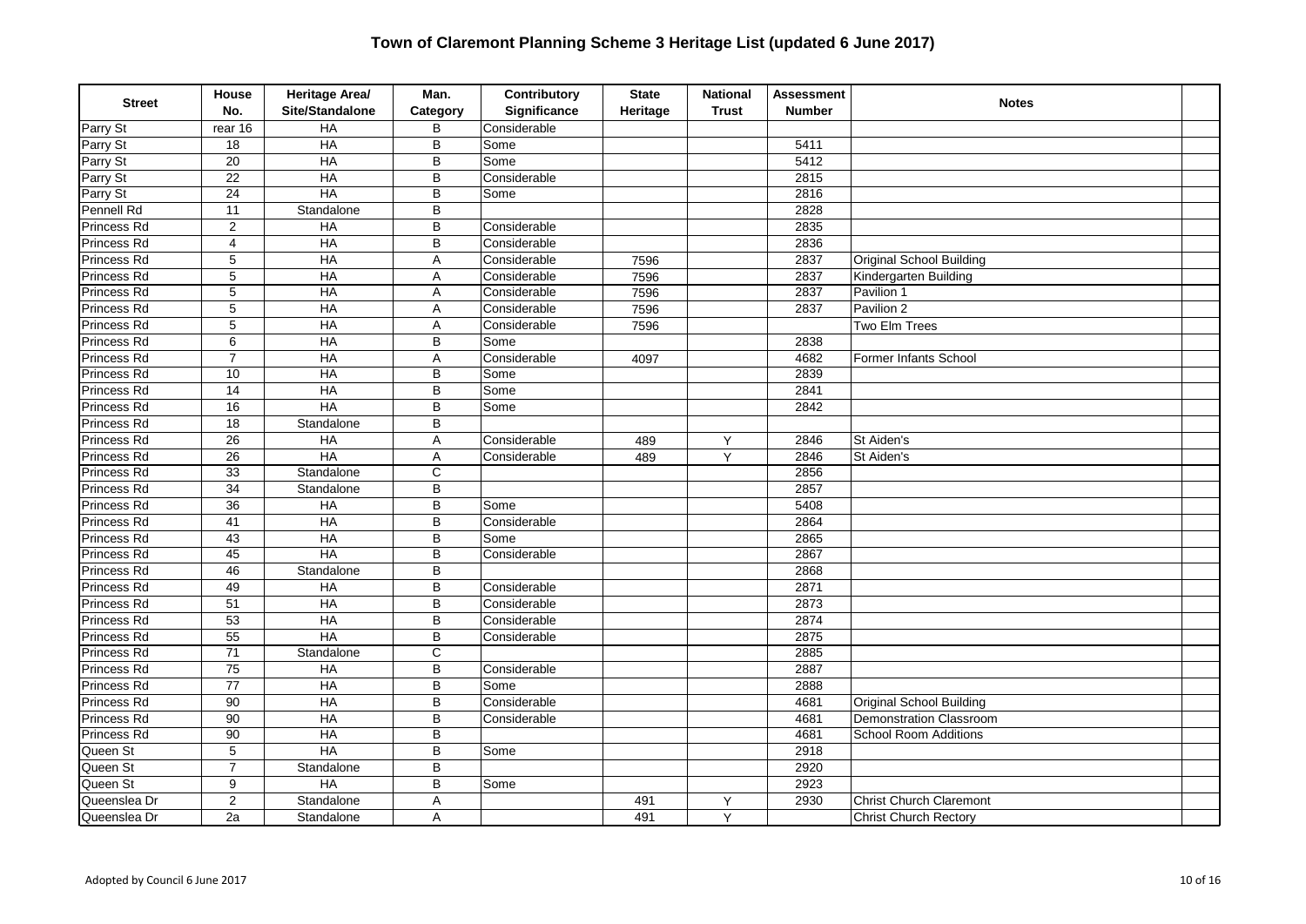# Town of Claremont Planning Scheme 3 Heritage List (updated 6 June 2017)

| Street | House No. | Heritage Area/ Site/Standalone | Man. Category | Contributory Significance | State Heritage | National Trust | Assessment Number | Notes |
|---|---|---|---|---|---|---|---|---|
| Parry St | rear 16 | HA | B | Considerable | | | | |
| Parry St | 18 | HA | B | Some | | | 5411 | |
| Parry St | 20 | HA | B | Some | | | 5412 | |
| Parry St | 22 | HA | B | Considerable | | | 2815 | |
| Parry St | 24 | HA | B | Some | | | 2816 | |
| Pennell Rd | 11 | Standalone | B | | | | 2828 | |
| Princess Rd | 2 | HA | B | Considerable | | | 2835 | |
| Princess Rd | 4 | HA | B | Considerable | | | 2836 | |
| Princess Rd | 5 | HA | A | Considerable | 7596 | | 2837 | Original School Building |
| Princess Rd | 5 | HA | A | Considerable | 7596 | | 2837 | Kindergarten Building |
| Princess Rd | 5 | HA | A | Considerable | 7596 | | 2837 | Pavilion 1 |
| Princess Rd | 5 | HA | A | Considerable | 7596 | | 2837 | Pavilion 2 |
| Princess Rd | 5 | HA | A | Considerable | 7596 | | | Two Elm Trees |
| Princess Rd | 6 | HA | B | Some | | | 2838 | |
| Princess Rd | 7 | HA | A | Considerable | 4097 | | 4682 | Former Infants School |
| Princess Rd | 10 | HA | B | Some | | | 2839 | |
| Princess Rd | 14 | HA | B | Some | | | 2841 | |
| Princess Rd | 16 | HA | B | Some | | | 2842 | |
| Princess Rd | 18 | Standalone | B | | | | | |
| Princess Rd | 26 | HA | A | Considerable | 489 | Y | 2846 | St Aiden's |
| Princess Rd | 26 | HA | A | Considerable | 489 | Y | 2846 | St Aiden's |
| Princess Rd | 33 | Standalone | C | | | | 2856 | |
| Princess Rd | 34 | Standalone | B | | | | 2857 | |
| Princess Rd | 36 | HA | B | Some | | | 5408 | |
| Princess Rd | 41 | HA | B | Considerable | | | 2864 | |
| Princess Rd | 43 | HA | B | Some | | | 2865 | |
| Princess Rd | 45 | HA | B | Considerable | | | 2867 | |
| Princess Rd | 46 | Standalone | B | | | | 2868 | |
| Princess Rd | 49 | HA | B | Considerable | | | 2871 | |
| Princess Rd | 51 | HA | B | Considerable | | | 2873 | |
| Princess Rd | 53 | HA | B | Considerable | | | 2874 | |
| Princess Rd | 55 | HA | B | Considerable | | | 2875 | |
| Princess Rd | 71 | Standalone | C | | | | 2885 | |
| Princess Rd | 75 | HA | B | Considerable | | | 2887 | |
| Princess Rd | 77 | HA | B | Some | | | 2888 | |
| Princess Rd | 90 | HA | B | Considerable | | | 4681 | Original School Building |
| Princess Rd | 90 | HA | B | Considerable | | | 4681 | Demonstration Classroom |
| Princess Rd | 90 | HA | B | | | | 4681 | School Room Additions |
| Queen St | 5 | HA | B | Some | | | 2918 | |
| Queen St | 7 | Standalone | B | | | | 2920 | |
| Queen St | 9 | HA | B | Some | | | 2923 | |
| Queenslea Dr | 2 | Standalone | A | | 491 | Y | 2930 | Christ Church Claremont |
| Queenslea Dr | 2a | Standalone | A | | 491 | Y | | Christ Church Rectory |

Adopted by Council 6 June 2017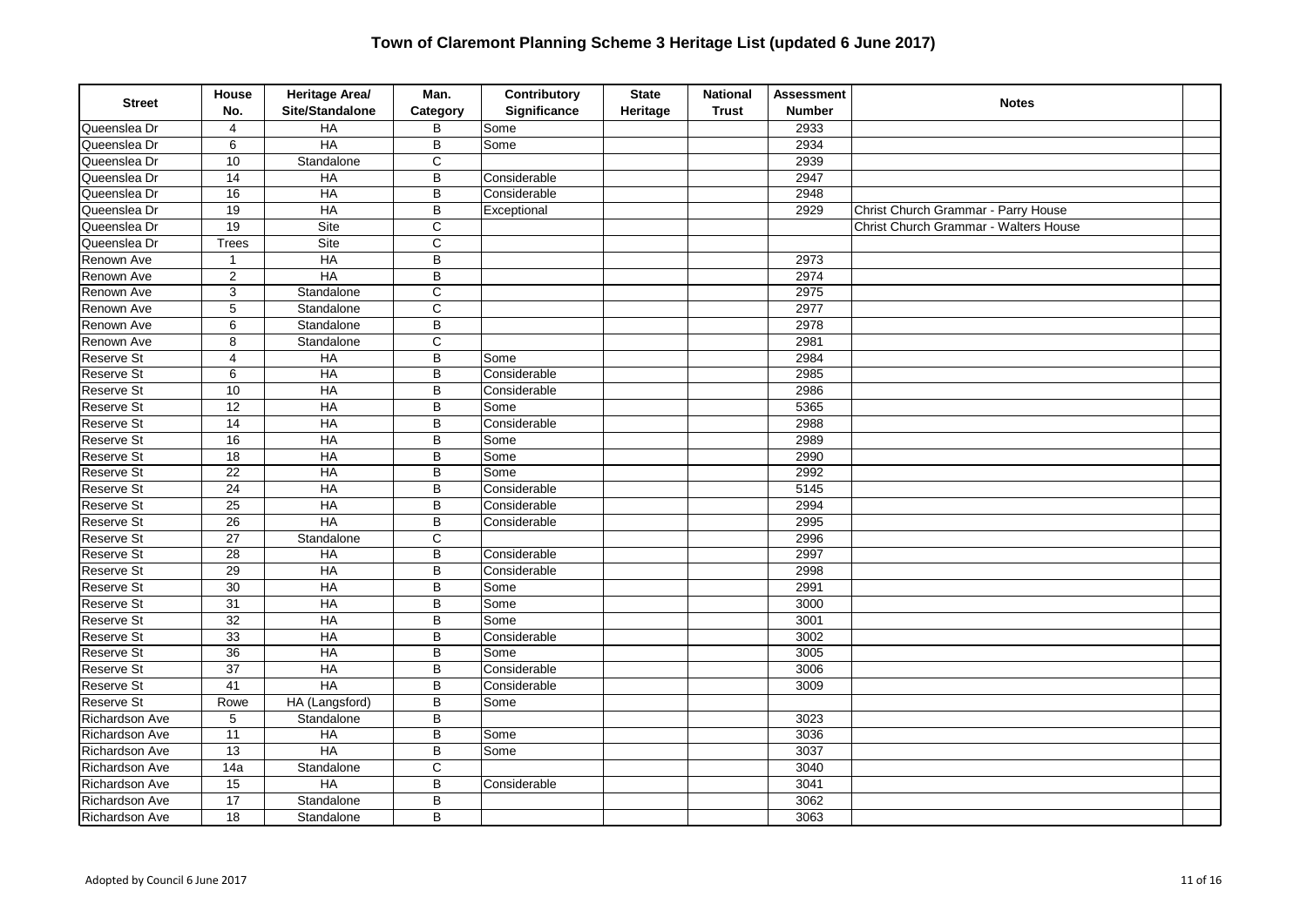# Town of Claremont Planning Scheme 3 Heritage List (updated 6 June 2017)

| Street | House No. | Heritage Area/ Site/Standalone | Man. Category | Contributory Significance | State Heritage | National Trust | Assessment Number | Notes |
|---|---|---|---|---|---|---|---|---|
| Queenslea Dr | 4 | HA | B | Some | | | 2933 | |
| Queenslea Dr | 6 | HA | B | Some | | | 2934 | |
| Queenslea Dr | 10 | Standalone | C | | | | 2939 | |
| Queenslea Dr | 14 | HA | B | Considerable | | | 2947 | |
| Queenslea Dr | 16 | HA | B | Considerable | | | 2948 | |
| Queenslea Dr | 19 | HA | B | Exceptional | | | 2929 | Christ Church Grammar - Parry House |
| Queenslea Dr | 19 | Site | C | | | | | Christ Church Grammar - Walters House |
| Queenslea Dr | Trees | Site | C | | | | | |
| Renown Ave | 1 | HA | B | | | | 2973 | |
| Renown Ave | 2 | HA | B | | | | 2974 | |
| Renown Ave | 3 | Standalone | C | | | | 2975 | |
| Renown Ave | 5 | Standalone | C | | | | 2977 | |
| Renown Ave | 6 | Standalone | B | | | | 2978 | |
| Renown Ave | 8 | Standalone | C | | | | 2981 | |
| Reserve St | 4 | HA | B | Some | | | 2984 | |
| Reserve St | 6 | HA | B | Considerable | | | 2985 | |
| Reserve St | 10 | HA | B | Considerable | | | 2986 | |
| Reserve St | 12 | HA | B | Some | | | 5365 | |
| Reserve St | 14 | HA | B | Considerable | | | 2988 | |
| Reserve St | 16 | HA | B | Some | | | 2989 | |
| Reserve St | 18 | HA | B | Some | | | 2990 | |
| Reserve St | 22 | HA | B | Some | | | 2992 | |
| Reserve St | 24 | HA | B | Considerable | | | 5145 | |
| Reserve St | 25 | HA | B | Considerable | | | 2994 | |
| Reserve St | 26 | HA | B | Considerable | | | 2995 | |
| Reserve St | 27 | Standalone | C | | | | 2996 | |
| Reserve St | 28 | HA | B | Considerable | | | 2997 | |
| Reserve St | 29 | HA | B | Considerable | | | 2998 | |
| Reserve St | 30 | HA | B | Some | | | 2991 | |
| Reserve St | 31 | HA | B | Some | | | 3000 | |
| Reserve St | 32 | HA | B | Some | | | 3001 | |
| Reserve St | 33 | HA | B | Considerable | | | 3002 | |
| Reserve St | 36 | HA | B | Some | | | 3005 | |
| Reserve St | 37 | HA | B | Considerable | | | 3006 | |
| Reserve St | 41 | HA | B | Considerable | | | 3009 | |
| Reserve St | Rowe | HA (Langsford) | B | Some | | | | |
| Richardson Ave | 5 | Standalone | B | | | | 3023 | |
| Richardson Ave | 11 | HA | B | Some | | | 3036 | |
| Richardson Ave | 13 | HA | B | Some | | | 3037 | |
| Richardson Ave | 14a | Standalone | C | | | | 3040 | |
| Richardson Ave | 15 | HA | B | Considerable | | | 3041 | |
| Richardson Ave | 17 | Standalone | B | | | | 3062 | |
| Richardson Ave | 18 | Standalone | B | | | | 3063 | |

Adopted by Council 6 June 2017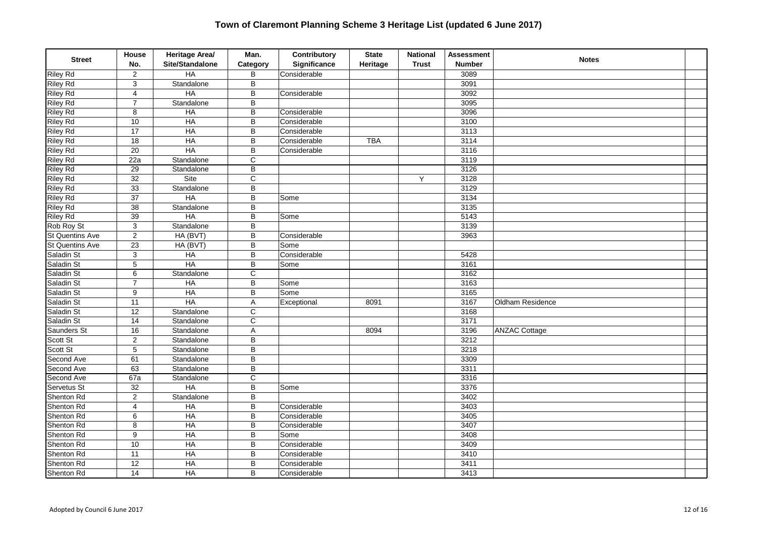# Town of Claremont Planning Scheme 3 Heritage List (updated 6 June 2017)

| Street | House No. | Heritage Area/ Site/Standalone | Man. Category | Contributory Significance | State Heritage | National Trust | Assessment Number | Notes |
|---|---|---|---|---|---|---|---|---|
| Riley Rd | 2 | HA | B | Considerable | | | 3089 | |
| Riley Rd | 3 | Standalone | B | | | | 3091 | |
| Riley Rd | 4 | HA | B | Considerable | | | 3092 | |
| Riley Rd | 7 | Standalone | B | | | | 3095 | |
| Riley Rd | 8 | HA | B | Considerable | | | 3096 | |
| Riley Rd | 10 | HA | B | Considerable | | | 3100 | |
| Riley Rd | 17 | HA | B | Considerable | | | 3113 | |
| Riley Rd | 18 | HA | B | Considerable | TBA | | 3114 | |
| Riley Rd | 20 | HA | B | Considerable | | | 3116 | |
| Riley Rd | 22a | Standalone | C | | | | 3119 | |
| Riley Rd | 29 | Standalone | B | | | | 3126 | |
| Riley Rd | 32 | Site | C | | | Y | 3128 | |
| Riley Rd | 33 | Standalone | B | | | | 3129 | |
| Riley Rd | 37 | HA | B | Some | | | 3134 | |
| Riley Rd | 38 | Standalone | B | | | | 3135 | |
| Riley Rd | 39 | HA | B | Some | | | 5143 | |
| Rob Roy St | 3 | Standalone | B | | | | 3139 | |
| St Quentins Ave | 2 | HA (BVT) | B | Considerable | | | 3963 | |
| St Quentins Ave | 23 | HA (BVT) | B | Some | | | | |
| Saladin St | 3 | HA | B | Considerable | | | 5428 | |
| Saladin St | 5 | HA | B | Some | | | 3161 | |
| Saladin St | 6 | Standalone | C | | | | 3162 | |
| Saladin St | 7 | HA | B | Some | | | 3163 | |
| Saladin St | 9 | HA | B | Some | | | 3165 | |
| Saladin St | 11 | HA | A | Exceptional | 8091 | | 3167 | Oldham Residence |
| Saladin St | 12 | Standalone | C | | | | 3168 | |
| Saladin St | 14 | Standalone | C | | | | 3171 | |
| Saunders St | 16 | Standalone | A | | 8094 | | 3196 | ANZAC Cottage |
| Scott St | 2 | Standalone | B | | | | 3212 | |
| Scott St | 5 | Standalone | B | | | | 3218 | |
| Second Ave | 61 | Standalone | B | | | | 3309 | |
| Second Ave | 63 | Standalone | B | | | | 3311 | |
| Second Ave | 67a | Standalone | C | | | | 3316 | |
| Servetus St | 32 | HA | B | Some | | | 3376 | |
| Shenton Rd | 2 | Standalone | B | | | | 3402 | |
| Shenton Rd | 4 | HA | B | Considerable | | | 3403 | |
| Shenton Rd | 6 | HA | B | Considerable | | | 3405 | |
| Shenton Rd | 8 | HA | B | Considerable | | | 3407 | |
| Shenton Rd | 9 | HA | B | Some | | | 3408 | |
| Shenton Rd | 10 | HA | B | Considerable | | | 3409 | |
| Shenton Rd | 11 | HA | B | Considerable | | | 3410 | |
| Shenton Rd | 12 | HA | B | Considerable | | | 3411 | |
| Shenton Rd | 14 | HA | B | Considerable | | | 3413 | |

Adopted by Council 6 June 2017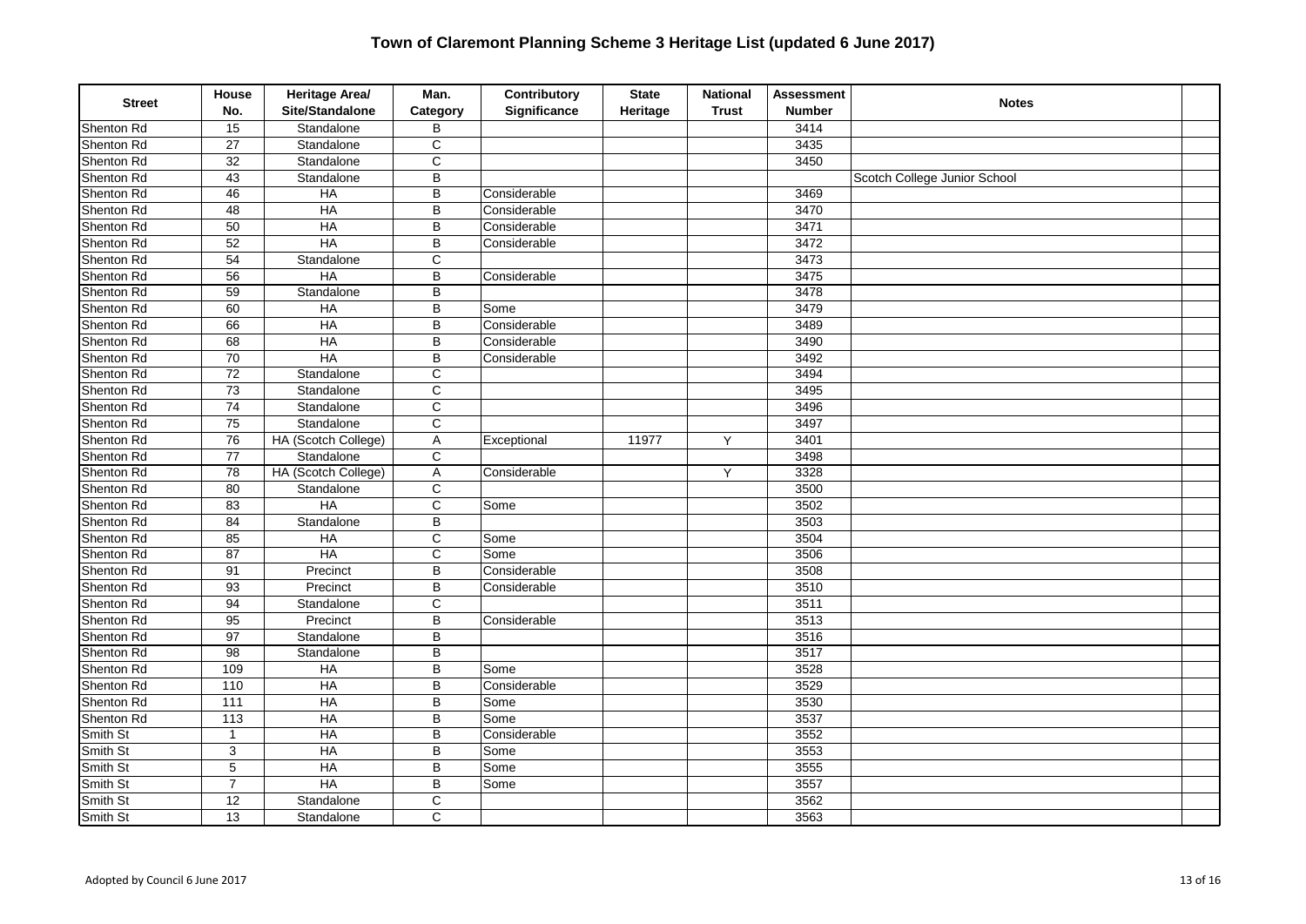# Town of Claremont Planning Scheme 3 Heritage List (updated 6 June 2017)

| Street | House No. | Heritage Area/ Site/Standalone | Man. Category | Contributory Significance | State Heritage | National Trust | Assessment Number | Notes |
|---|---|---|---|---|---|---|---|---|
| Shenton Rd | 15 | Standalone | B | | | | 3414 | |
| Shenton Rd | 27 | Standalone | C | | | | 3435 | |
| Shenton Rd | 32 | Standalone | C | | | | 3450 | |
| Shenton Rd | 43 | Standalone | B | | | | | Scotch College Junior School |
| Shenton Rd | 46 | HA | B | Considerable | | | 3469 | |
| Shenton Rd | 48 | HA | B | Considerable | | | 3470 | |
| Shenton Rd | 50 | HA | B | Considerable | | | 3471 | |
| Shenton Rd | 52 | HA | B | Considerable | | | 3472 | |
| Shenton Rd | 54 | Standalone | C | | | | 3473 | |
| Shenton Rd | 56 | HA | B | Considerable | | | 3475 | |
| Shenton Rd | 59 | Standalone | B | | | | 3478 | |
| Shenton Rd | 60 | HA | B | Some | | | 3479 | |
| Shenton Rd | 66 | HA | B | Considerable | | | 3489 | |
| Shenton Rd | 68 | HA | B | Considerable | | | 3490 | |
| Shenton Rd | 70 | HA | B | Considerable | | | 3492 | |
| Shenton Rd | 72 | Standalone | C | | | | 3494 | |
| Shenton Rd | 73 | Standalone | C | | | | 3495 | |
| Shenton Rd | 74 | Standalone | C | | | | 3496 | |
| Shenton Rd | 75 | Standalone | C | | | | 3497 | |
| Shenton Rd | 76 | HA (Scotch College) | A | Exceptional | 11977 | Y | 3401 | |
| Shenton Rd | 77 | Standalone | C | | | | 3498 | |
| Shenton Rd | 78 | HA (Scotch College) | A | Considerable | | Y | 3328 | |
| Shenton Rd | 80 | Standalone | C | | | | 3500 | |
| Shenton Rd | 83 | HA | C | Some | | | 3502 | |
| Shenton Rd | 84 | Standalone | B | | | | 3503 | |
| Shenton Rd | 85 | HA | C | Some | | | 3504 | |
| Shenton Rd | 87 | HA | C | Some | | | 3506 | |
| Shenton Rd | 91 | Precinct | B | Considerable | | | 3508 | |
| Shenton Rd | 93 | Precinct | B | Considerable | | | 3510 | |
| Shenton Rd | 94 | Standalone | C | | | | 3511 | |
| Shenton Rd | 95 | Precinct | B | Considerable | | | 3513 | |
| Shenton Rd | 97 | Standalone | B | | | | 3516 | |
| Shenton Rd | 98 | Standalone | B | | | | 3517 | |
| Shenton Rd | 109 | HA | B | Some | | | 3528 | |
| Shenton Rd | 110 | HA | B | Considerable | | | 3529 | |
| Shenton Rd | 111 | HA | B | Some | | | 3530 | |
| Shenton Rd | 113 | HA | B | Some | | | 3537 | |
| Smith St | 1 | HA | B | Considerable | | | 3552 | |
| Smith St | 3 | HA | B | Some | | | 3553 | |
| Smith St | 5 | HA | B | Some | | | 3555 | |
| Smith St | 7 | HA | B | Some | | | 3557 | |
| Smith St | 12 | Standalone | C | | | | 3562 | |
| Smith St | 13 | Standalone | C | | | | 3563 | |

Adopted by Council 6 June 2017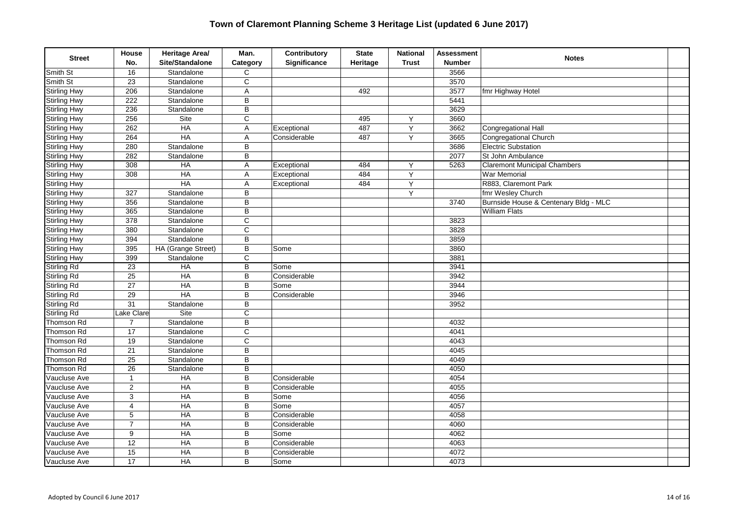# Town of Claremont Planning Scheme 3 Heritage List (updated 6 June 2017)

| Street | House No. | Heritage Area/ Site/Standalone | Man. Category | Contributory Significance | State Heritage | National Trust | Assessment Number | Notes |
|---|---|---|---|---|---|---|---|---|
| Smith St | 16 | Standalone | C | | | | 3566 | |
| Smith St | 23 | Standalone | C | | | | 3570 | |
| Stirling Hwy | 206 | Standalone | A | | 492 | | 3577 | fmr Highway Hotel |
| Stirling Hwy | 222 | Standalone | B | | | | 5441 | |
| Stirling Hwy | 236 | Standalone | B | | | | 3629 | |
| Stirling Hwy | 256 | Site | C | | 495 | Y | 3660 | |
| Stirling Hwy | 262 | HA | A | Exceptional | 487 | Y | 3662 | Congregational Hall |
| Stirling Hwy | 264 | HA | A | Considerable | 487 | Y | 3665 | Congregational Church |
| Stirling Hwy | 280 | Standalone | B | | | | 3686 | Electric Substation |
| Stirling Hwy | 282 | Standalone | B | | | | 2077 | St John Ambulance |
| Stirling Hwy | 308 | HA | A | Exceptional | 484 | Y | 5263 | Claremont Municipal Chambers |
| Stirling Hwy | 308 | HA | A | Exceptional | 484 | Y | | War Memorial |
| Stirling Hwy | | HA | A | Exceptional | 484 | Y | | R883, Claremont Park |
| Stirling Hwy | 327 | Standalone | B | | | Y | | fmr Wesley Church |
| Stirling Hwy | 356 | Standalone | B | | | | 3740 | Burnside House & Centenary Bldg - MLC |
| Stirling Hwy | 365 | Standalone | B | | | | | William Flats |
| Stirling Hwy | 378 | Standalone | C | | | | 3823 | |
| Stirling Hwy | 380 | Standalone | C | | | | 3828 | |
| Stirling Hwy | 394 | Standalone | B | | | | 3859 | |
| Stirling Hwy | 395 | HA (Grange Street) | B | Some | | | 3860 | |
| Stirling Hwy | 399 | Standalone | C | | | | 3881 | |
| Stirling Rd | 23 | HA | B | Some | | | 3941 | |
| Stirling Rd | 25 | HA | B | Considerable | | | 3942 | |
| Stirling Rd | 27 | HA | B | Some | | | 3944 | |
| Stirling Rd | 29 | HA | B | Considerable | | | 3946 | |
| Stirling Rd | 31 | Standalone | B | | | | 3952 | |
| Stirling Rd | Lake Clare | Site | C | | | | | |
| Thomson Rd | 7 | Standalone | B | | | | 4032 | |
| Thomson Rd | 17 | Standalone | C | | | | 4041 | |
| Thomson Rd | 19 | Standalone | C | | | | 4043 | |
| Thomson Rd | 21 | Standalone | B | | | | 4045 | |
| Thomson Rd | 25 | Standalone | B | | | | 4049 | |
| Thomson Rd | 26 | Standalone | B | | | | 4050 | |
| Vaucluse Ave | 1 | HA | B | Considerable | | | 4054 | |
| Vaucluse Ave | 2 | HA | B | Considerable | | | 4055 | |
| Vaucluse Ave | 3 | HA | B | Some | | | 4056 | |
| Vaucluse Ave | 4 | HA | B | Some | | | 4057 | |
| Vaucluse Ave | 5 | HA | B | Considerable | | | 4058 | |
| Vaucluse Ave | 7 | HA | B | Considerable | | | 4060 | |
| Vaucluse Ave | 9 | HA | B | Some | | | 4062 | |
| Vaucluse Ave | 12 | HA | B | Considerable | | | 4063 | |
| Vaucluse Ave | 15 | HA | B | Considerable | | | 4072 | |
| Vaucluse Ave | 17 | HA | B | Some | | | 4073 | |

Adopted by Council 6 June 2017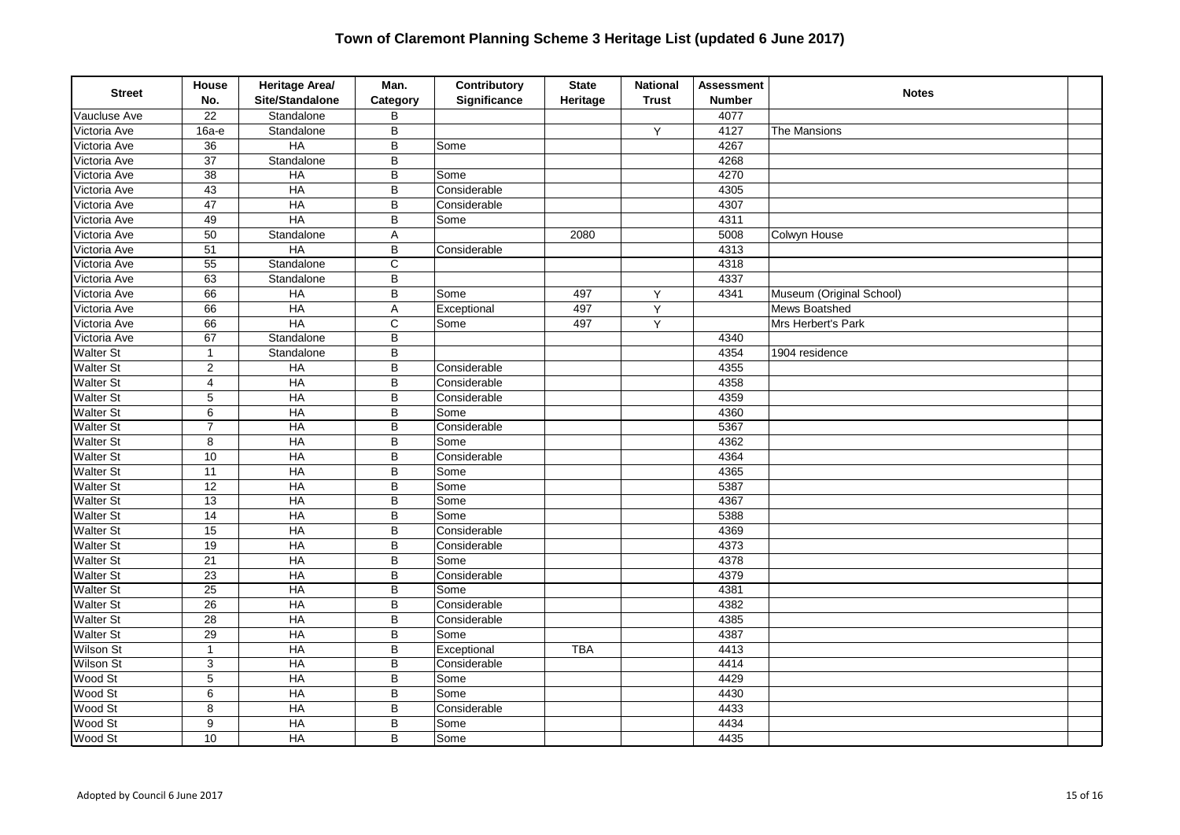# Town of Claremont Planning Scheme 3 Heritage List (updated 6 June 2017)

| Street | House No. | Heritage Area/ Site/Standalone | Man. Category | Contributory Significance | State Heritage | National Trust | Assessment Number | Notes |
|---|---|---|---|---|---|---|---|---|
| Vaucluse Ave | 22 | Standalone | B | | | | 4077 | |
| Victoria Ave | 16a-e | Standalone | B | | | Y | 4127 | The Mansions |
| Victoria Ave | 36 | HA | B | Some | | | 4267 | |
| Victoria Ave | 37 | Standalone | B | | | | 4268 | |
| Victoria Ave | 38 | HA | B | Some | | | 4270 | |
| Victoria Ave | 43 | HA | B | Considerable | | | 4305 | |
| Victoria Ave | 47 | HA | B | Considerable | | | 4307 | |
| Victoria Ave | 49 | HA | B | Some | | | 4311 | |
| Victoria Ave | 50 | Standalone | A | | 2080 | | 5008 | Colwyn House |
| Victoria Ave | 51 | HA | B | Considerable | | | 4313 | |
| Victoria Ave | 55 | Standalone | C | | | | 4318 | |
| Victoria Ave | 63 | Standalone | B | | | | 4337 | |
| Victoria Ave | 66 | HA | B | Some | 497 | Y | 4341 | Museum (Original School) |
| Victoria Ave | 66 | HA | A | Exceptional | 497 | Y | | Mews Boatshed |
| Victoria Ave | 66 | HA | C | Some | 497 | Y | | Mrs Herbert's Park |
| Victoria Ave | 67 | Standalone | B | | | | 4340 | |
| Walter St | 1 | Standalone | B | | | | 4354 | 1904 residence |
| Walter St | 2 | HA | B | Considerable | | | 4355 | |
| Walter St | 4 | HA | B | Considerable | | | 4358 | |
| Walter St | 5 | HA | B | Considerable | | | 4359 | |
| Walter St | 6 | HA | B | Some | | | 4360 | |
| Walter St | 7 | HA | B | Considerable | | | 5367 | |
| Walter St | 8 | HA | B | Some | | | 4362 | |
| Walter St | 10 | HA | B | Considerable | | | 4364 | |
| Walter St | 11 | HA | B | Some | | | 4365 | |
| Walter St | 12 | HA | B | Some | | | 5387 | |
| Walter St | 13 | HA | B | Some | | | 4367 | |
| Walter St | 14 | HA | B | Some | | | 5388 | |
| Walter St | 15 | HA | B | Considerable | | | 4369 | |
| Walter St | 19 | HA | B | Considerable | | | 4373 | |
| Walter St | 21 | HA | B | Some | | | 4378 | |
| Walter St | 23 | HA | B | Considerable | | | 4379 | |
| Walter St | 25 | HA | B | Some | | | 4381 | |
| Walter St | 26 | HA | B | Considerable | | | 4382 | |
| Walter St | 28 | HA | B | Considerable | | | 4385 | |
| Walter St | 29 | HA | B | Some | | | 4387 | |
| Wilson St | 1 | HA | B | Exceptional | TBA | | 4413 | |
| Wilson St | 3 | HA | B | Considerable | | | 4414 | |
| Wood St | 5 | HA | B | Some | | | 4429 | |
| Wood St | 6 | HA | B | Some | | | 4430 | |
| Wood St | 8 | HA | B | Considerable | | | 4433 | |
| Wood St | 9 | HA | B | Some | | | 4434 | |
| Wood St | 10 | HA | B | Some | | | 4435 | |

Adopted by Council 6 June 2017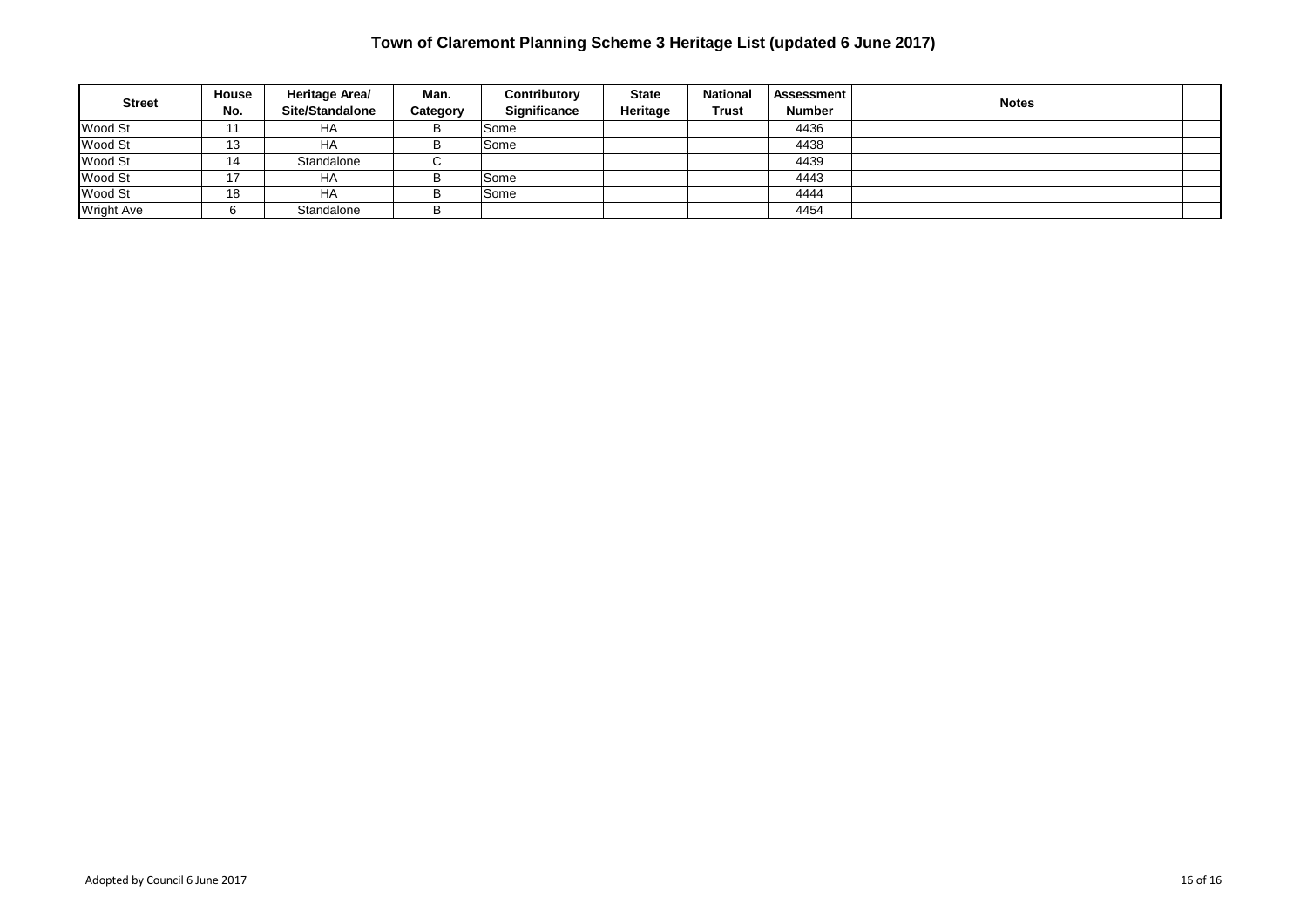# Town of Claremont Planning Scheme 3 Heritage List (updated 6 June 2017)

| Street | House No. | Heritage Area/ Site/Standalone | Man. Category | Contributory Significance | State Heritage | National Trust | Assessment Number | Notes | |
|---|---|---|---|---|---|---|---|---|---|
| Wood St | 11 | HA | B | Some | | | 4436 | | |
| Wood St | 13 | HA | B | Some | | | 4438 | | |
| Wood St | 14 | Standalone | C | | | | 4439 | | |
| Wood St | 17 | HA | B | Some | | | 4443 | | |
| Wood St | 18 | HA | B | Some | | | 4444 | | |
| Wright Ave | 6 | Standalone | B | | | | 4454 | | |

Adopted by Council 6 June 2017